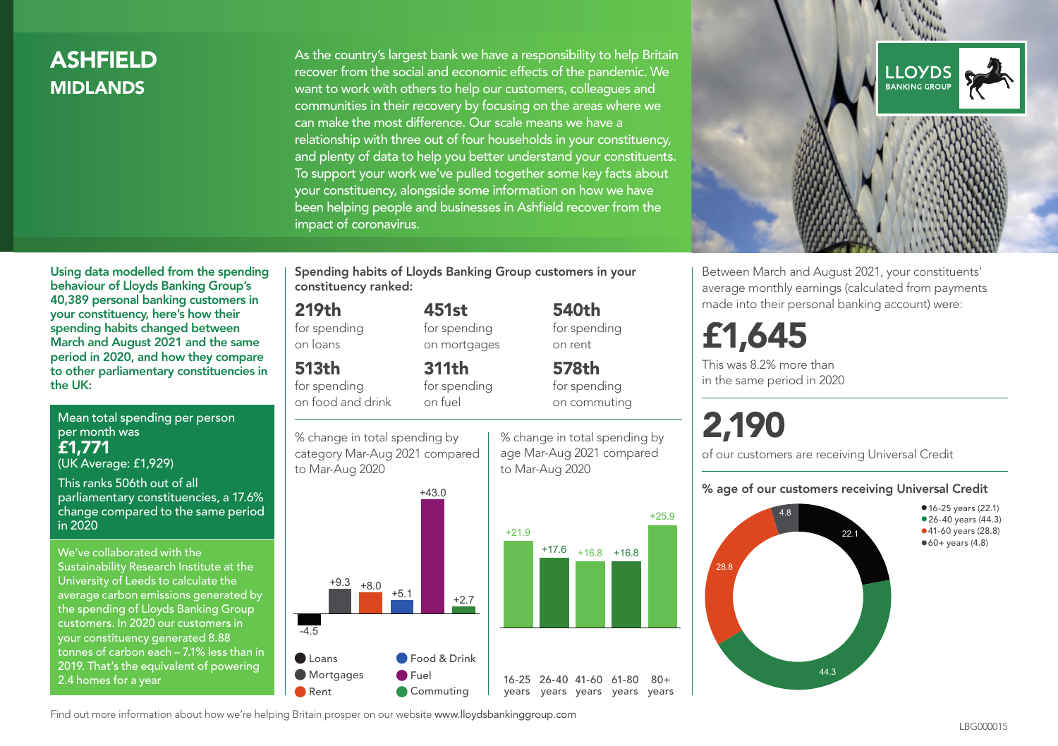# ASHFIELD
## MIDLANDS

As the country's largest bank we have a responsibility to help Britain recover from the social and economic effects of the pandemic. We want to work with others to help our customers, colleagues and communities in their recovery by focusing on the areas where we can make the most difference. Our scale means we have a relationship with three out of four households in your constituency, and plenty of data to help you better understand your constituents. To support your work we've pulled together some key facts about your constituency, alongside some information on how we have been helping people and businesses in Ashfield recover from the impact of coronavirus.

LLOYDS BANKING GROUP

**Using data modelled from the spending behaviour of Lloyds Banking Group's 40,389 personal banking customers in your constituency, here's how their spending habits changed between March and August 2021 and the same period in 2020, and how they compare to other parliamentary constituencies in the UK:**

Mean total spending per person per month was
**£1,771**
(UK Average: £1,929)

This ranks 506th out of all parliamentary constituencies, a 17.6% change compared to the same period in 2020

We've collaborated with the Sustainability Research Institute at the University of Leeds to calculate the average carbon emissions generated by the spending of Lloyds Banking Group customers. In 2020 our customers in your constituency generated 8.88 tonnes of carbon each – 7.1% less than in 2019. That's the equivalent of powering 2.4 homes for a year

**Spending habits of Lloyds Banking Group customers in your constituency ranked:**

| | | |
|---|---|---|
| **219th** for spending on loans | **451st** for spending on mortgages | **540th** for spending on rent |
| **513th** for spending on food and drink | **311th** for spending on fuel | **578th** for spending on commuting |

% change in total spending by category Mar-Aug 2021 compared to Mar-Aug 2020

| Category | % change |
|---|---|
| Loans | -4.5 |
| Mortgages | +9.3 |
| Rent | +8.0 |
| Food & Drink | +5.1 |
| Fuel | +43.0 |
| Commuting | +2.7 |

% change in total spending by age Mar-Aug 2021 compared to Mar-Aug 2020

| Age | % change |
|---|---|
| 16-25 years | +21.9 |
| 26-40 years | +17.6 |
| 41-60 years | +16.8 |
| 61-80 years | +16.8 |
| 80+ years | +25.9 |

Between March and August 2021, your constituents' average monthly earnings (calculated from payments made into their personal banking account) were:

**£1,645**

This was 8.2% more than in the same period in 2020

**2,190**

of our customers are receiving Universal Credit

**% age of our customers receiving Universal Credit**

| Age | % |
|---|---|
| 16-25 years | 22.1 |
| 26-40 years | 44.3 |
| 41-60 years | 28.8 |
| 60+ years | 4.8 |

Find out more information about how we're helping Britain prosper on our website www.lloydsbankinggroup.com

LBG000015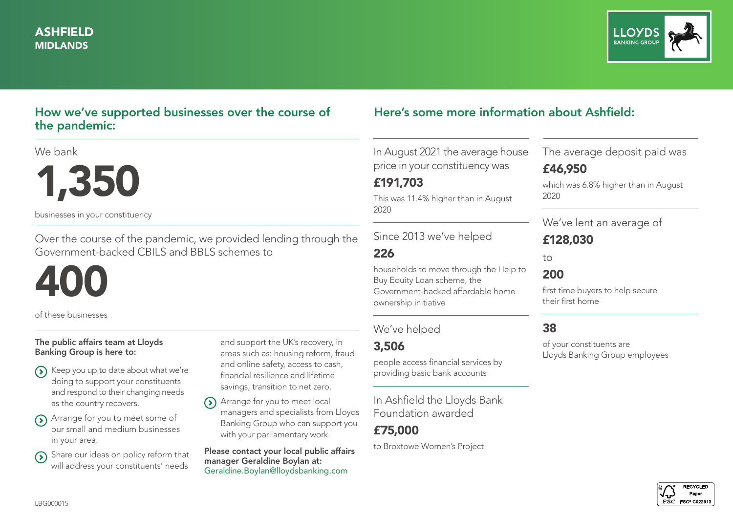**ASHFIELD**
**MIDLANDS**

## How we've supported businesses over the course of the pandemic:

We bank

# 1,350

businesses in your constituency

Over the course of the pandemic, we provided lending through the Government-backed CBILS and BBLS schemes to

# 400

of these businesses

**The public affairs team at Lloyds Banking Group is here to:**

- Keep you up to date about what we're doing to support your constituents and respond to their changing needs as the country recovers.
- Arrange for you to meet some of our small and medium businesses in your area.
- Share our ideas on policy reform that will address your constituents' needs and support the UK's recovery, in areas such as: housing reform, fraud and online safety, access to cash, financial resilience and lifetime savings, transition to net zero.
- Arrange for you to meet local managers and specialists from Lloyds Banking Group who can support you with your parliamentary work.

**Please contact your local public affairs manager Geraldine Boylan at:**
Geraldine.Boylan@lloydsbanking.com

## Here's some more information about Ashfield:

In August 2021 the average house price in your constituency was

**£191,703**

This was 11.4% higher than in August 2020

Since 2013 we've helped

**226**

households to move through the Help to Buy Equity Loan scheme, the Government-backed affordable home ownership initiative

We've helped

**3,506**

people access financial services by providing basic bank accounts

In Ashfield the Lloyds Bank Foundation awarded

**£75,000**

to Broxtowe Women's Project

The average deposit paid was

**£46,950**

which was 6.8% higher than in August 2020

We've lent an average of

**£128,030**

to

**200**

first time buyers to help secure their first home

**38**

of your constituents are Lloyds Banking Group employees

LBG000015